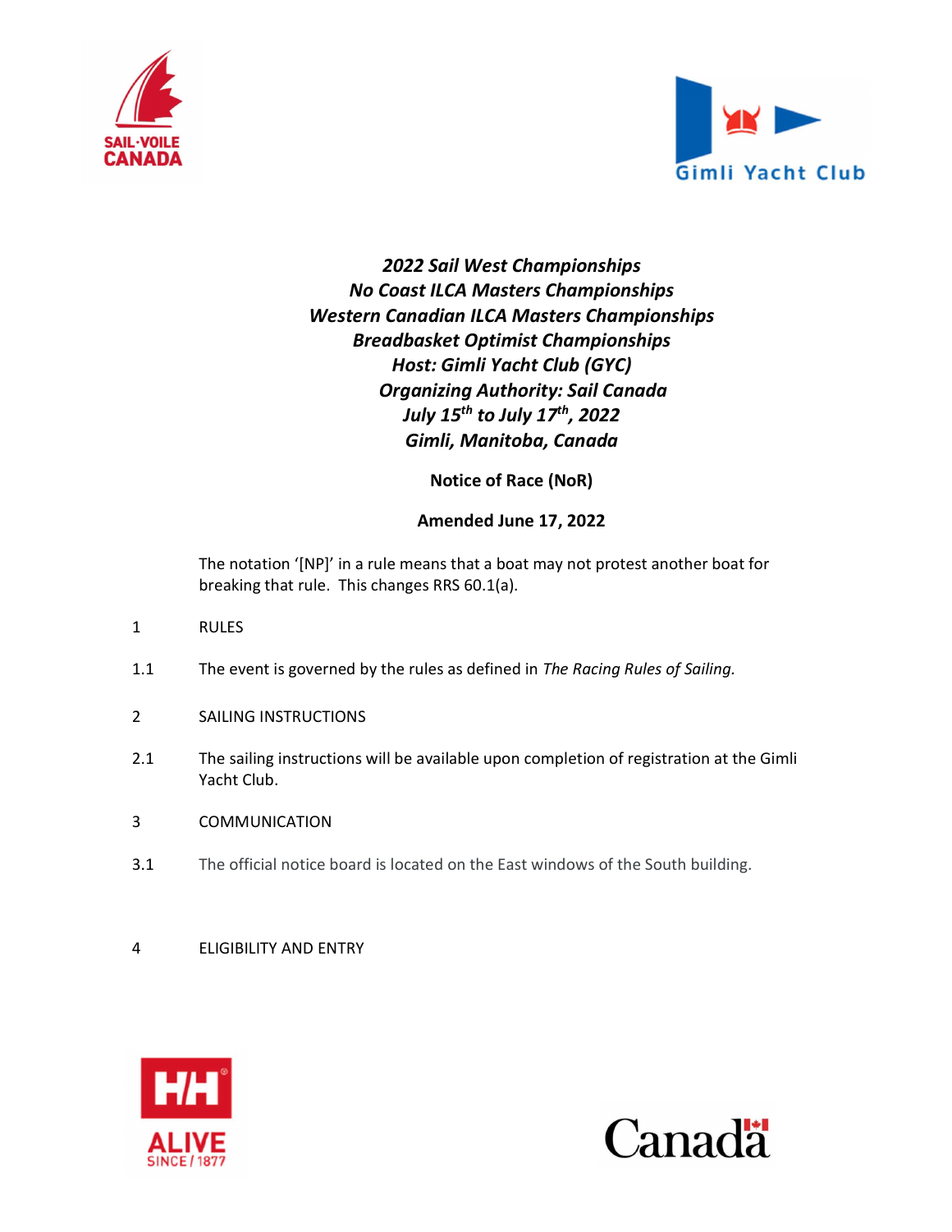***2022 Sail West Championships***
***No Coast ILCA Masters Championships***
***Western Canadian ILCA Masters Championships***
***Breadbasket Optimist Championships***
***Host: Gimli Yacht Club (GYC)***
***Organizing Authority: Sail Canada***
***July 15th to July 17th, 2022***
***Gimli, Manitoba, Canada***

**Notice of Race (NoR)**

**Amended June 17, 2022**

The notation '[NP]' in a rule means that a boat may not protest another boat for breaking that rule. This changes RRS 60.1(a).

1 RULES

1.1 The event is governed by the rules as defined in *The Racing Rules of Sailing.*

2 SAILING INSTRUCTIONS

2.1 The sailing instructions will be available upon completion of registration at the Gimli Yacht Club.

3 COMMUNICATION

3.1 The official notice board is located on the East windows of the South building.

4 ELIGIBILITY AND ENTRY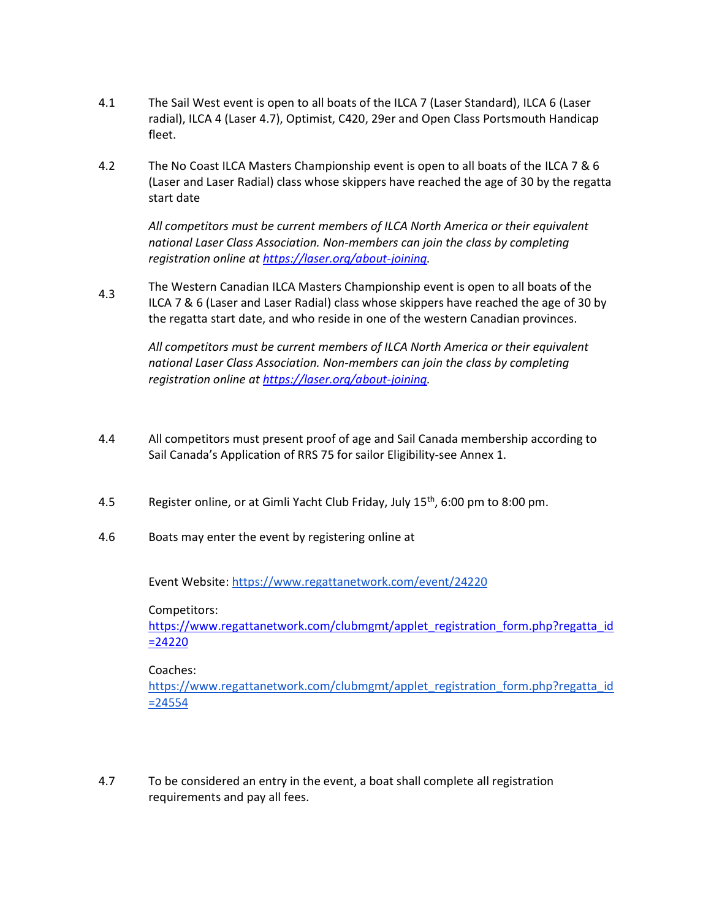4.1 The Sail West event is open to all boats of the ILCA 7 (Laser Standard), ILCA 6 (Laser radial), ILCA 4 (Laser 4.7), Optimist, C420, 29er and Open Class Portsmouth Handicap fleet.

4.2 The No Coast ILCA Masters Championship event is open to all boats of the ILCA 7 & 6 (Laser and Laser Radial) class whose skippers have reached the age of 30 by the regatta start date

*All competitors must be current members of ILCA North America or their equivalent national Laser Class Association. Non-members can join the class by completing registration online at [https://laser.org/about-joining](https://laser.org/about-joining).*

4.3 The Western Canadian ILCA Masters Championship event is open to all boats of the ILCA 7 & 6 (Laser and Laser Radial) class whose skippers have reached the age of 30 by the regatta start date, and who reside in one of the western Canadian provinces.

*All competitors must be current members of ILCA North America or their equivalent national Laser Class Association. Non-members can join the class by completing registration online at [https://laser.org/about-joining](https://laser.org/about-joining).*

4.4 All competitors must present proof of age and Sail Canada membership according to Sail Canada's Application of RRS 75 for sailor Eligibility-see Annex 1.

4.5 Register online, or at Gimli Yacht Club Friday, July 15th, 6:00 pm to 8:00 pm.

4.6 Boats may enter the event by registering online at

Event Website: [https://www.regattanetwork.com/event/24220](https://www.regattanetwork.com/event/24220)

Competitors:
[https://www.regattanetwork.com/clubmgmt/applet_registration_form.php?regatta_id=24220](https://www.regattanetwork.com/clubmgmt/applet_registration_form.php?regatta_id=24220)

Coaches:
[https://www.regattanetwork.com/clubmgmt/applet_registration_form.php?regatta_id=24554](https://www.regattanetwork.com/clubmgmt/applet_registration_form.php?regatta_id=24554)

4.7 To be considered an entry in the event, a boat shall complete all registration requirements and pay all fees.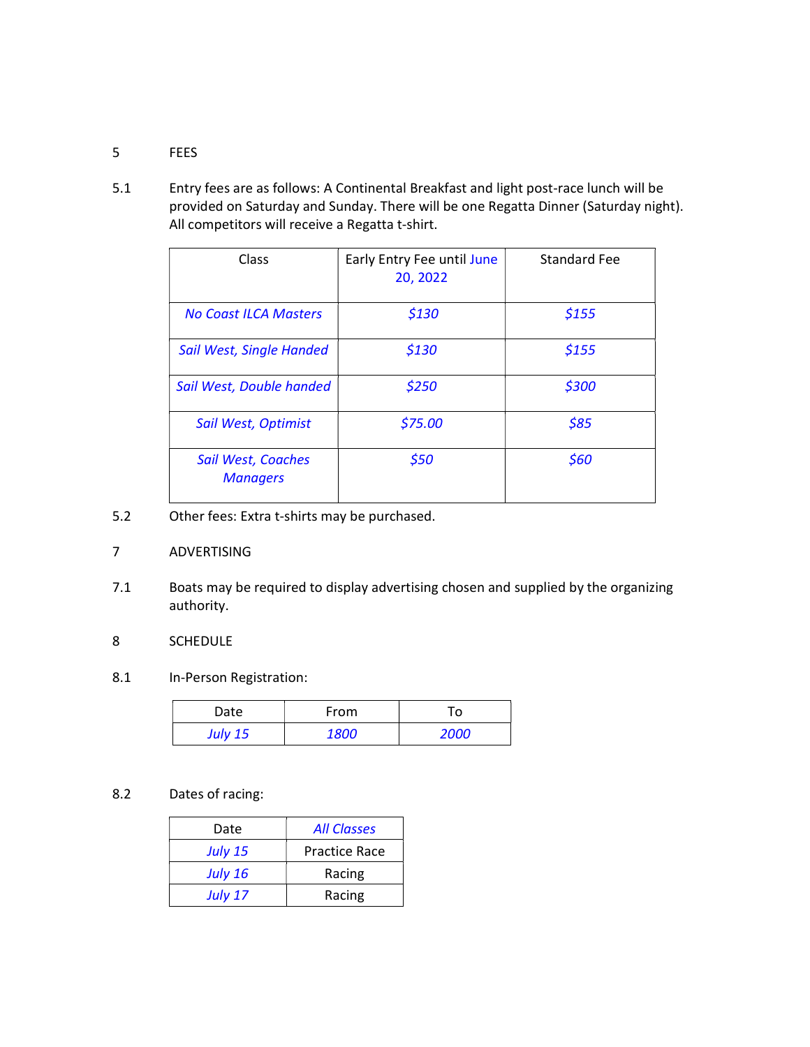## 5 FEES

5.1 Entry fees are as follows: A Continental Breakfast and light post-race lunch will be provided on Saturday and Sunday. There will be one Regatta Dinner (Saturday night). All competitors will receive a Regatta t-shirt.

| Class | Early Entry Fee until June 20, 2022 | Standard Fee |
|---|---|---|
| *No Coast ILCA Masters* | *$130* | *$155* |
| *Sail West, Single Handed* | *$130* | *$155* |
| *Sail West, Double handed* | *$250* | *$300* |
| *Sail West, Optimist* | *$75.00* | *$85* |
| *Sail West, Coaches Managers* | *$50* | *$60* |

5.2 Other fees: Extra t-shirts may be purchased.

## 7 ADVERTISING

7.1 Boats may be required to display advertising chosen and supplied by the organizing authority.

## 8 SCHEDULE

8.1 In-Person Registration:

| Date | From | To |
|---|---|---|
| *July 15* | *1800* | *2000* |

8.2 Dates of racing:

| Date | *All Classes* |
|---|---|
| *July 15* | Practice Race |
| *July 16* | Racing |
| *July 17* | Racing |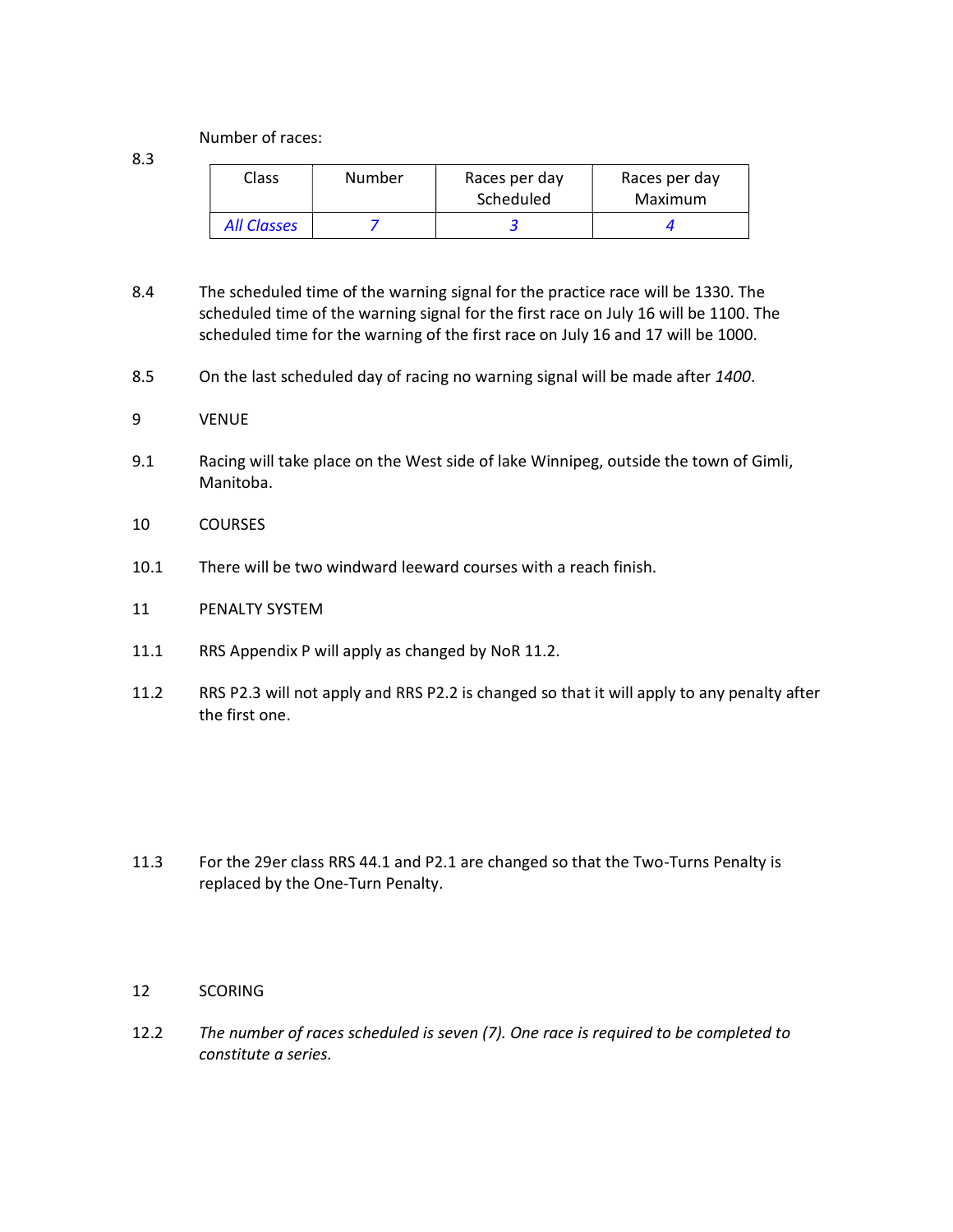8.3 Number of races:

| Class | Number | Races per day Scheduled | Races per day Maximum |
|---|---|---|---|
| *All Classes* | *7* | *3* | *4* |

8.4 The scheduled time of the warning signal for the practice race will be 1330. The scheduled time of the warning signal for the first race on July 16 will be 1100. The scheduled time for the warning of the first race on July 16 and 17 will be 1000.

8.5 On the last scheduled day of racing no warning signal will be made after *1400*.

## 9 VENUE

9.1 Racing will take place on the West side of lake Winnipeg, outside the town of Gimli, Manitoba.

## 10 COURSES

10.1 There will be two windward leeward courses with a reach finish.

## 11 PENALTY SYSTEM

11.1 RRS Appendix P will apply as changed by NoR 11.2.

11.2 RRS P2.3 will not apply and RRS P2.2 is changed so that it will apply to any penalty after the first one.

11.3 For the 29er class RRS 44.1 and P2.1 are changed so that the Two-Turns Penalty is replaced by the One-Turn Penalty.

## 12 SCORING

12.2 *The number of races scheduled is seven (7). One race is required to be completed to constitute a series.*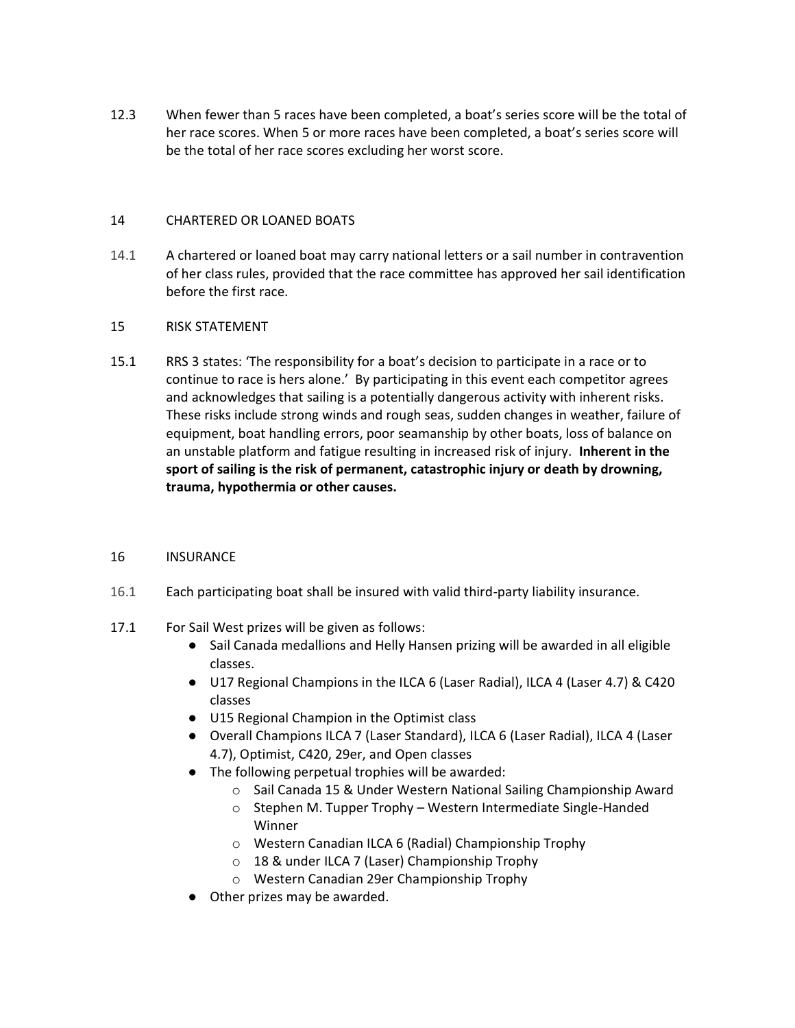12.3 When fewer than 5 races have been completed, a boat's series score will be the total of her race scores. When 5 or more races have been completed, a boat's series score will be the total of her race scores excluding her worst score.

## 14 CHARTERED OR LOANED BOATS

14.1 A chartered or loaned boat may carry national letters or a sail number in contravention of her class rules, provided that the race committee has approved her sail identification before the first race.

## 15 RISK STATEMENT

15.1 RRS 3 states: 'The responsibility for a boat's decision to participate in a race or to continue to race is hers alone.' By participating in this event each competitor agrees and acknowledges that sailing is a potentially dangerous activity with inherent risks. These risks include strong winds and rough seas, sudden changes in weather, failure of equipment, boat handling errors, poor seamanship by other boats, loss of balance on an unstable platform and fatigue resulting in increased risk of injury. **Inherent in the sport of sailing is the risk of permanent, catastrophic injury or death by drowning, trauma, hypothermia or other causes.**

## 16 INSURANCE

16.1 Each participating boat shall be insured with valid third-party liability insurance.

17.1 For Sail West prizes will be given as follows:

- Sail Canada medallions and Helly Hansen prizing will be awarded in all eligible classes.
- U17 Regional Champions in the ILCA 6 (Laser Radial), ILCA 4 (Laser 4.7) & C420 classes
- U15 Regional Champion in the Optimist class
- Overall Champions ILCA 7 (Laser Standard), ILCA 6 (Laser Radial), ILCA 4 (Laser 4.7), Optimist, C420, 29er, and Open classes
- The following perpetual trophies will be awarded:
  - Sail Canada 15 & Under Western National Sailing Championship Award
  - Stephen M. Tupper Trophy – Western Intermediate Single-Handed Winner
  - Western Canadian ILCA 6 (Radial) Championship Trophy
  - 18 & under ILCA 7 (Laser) Championship Trophy
  - Western Canadian 29er Championship Trophy
- Other prizes may be awarded.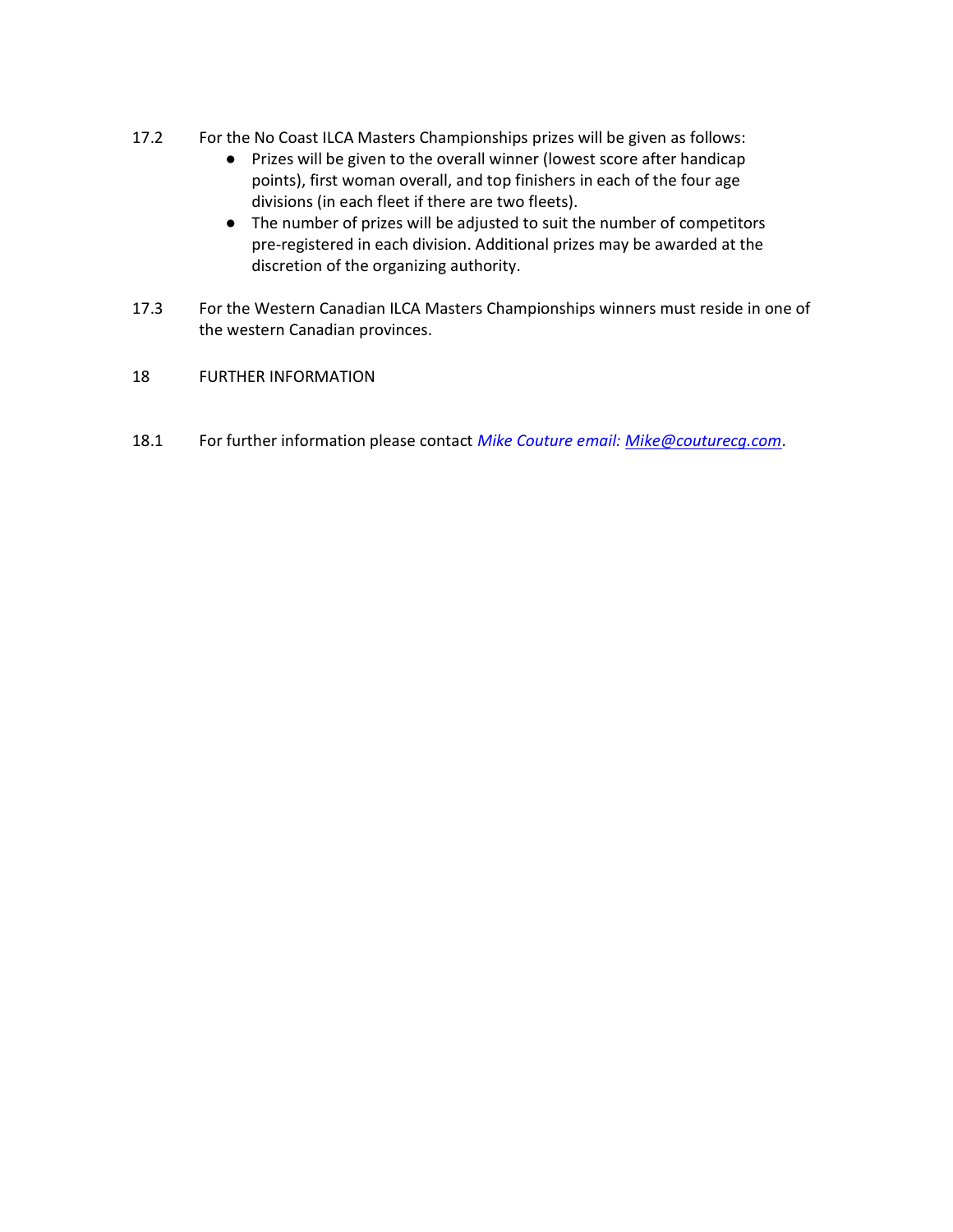17.2 For the No Coast ILCA Masters Championships prizes will be given as follows:

- Prizes will be given to the overall winner (lowest score after handicap points), first woman overall, and top finishers in each of the four age divisions (in each fleet if there are two fleets).
- The number of prizes will be adjusted to suit the number of competitors pre-registered in each division. Additional prizes may be awarded at the discretion of the organizing authority.

17.3 For the Western Canadian ILCA Masters Championships winners must reside in one of the western Canadian provinces.

## 18 FURTHER INFORMATION

18.1 For further information please contact *Mike Couture email: Mike@couturecg.com*.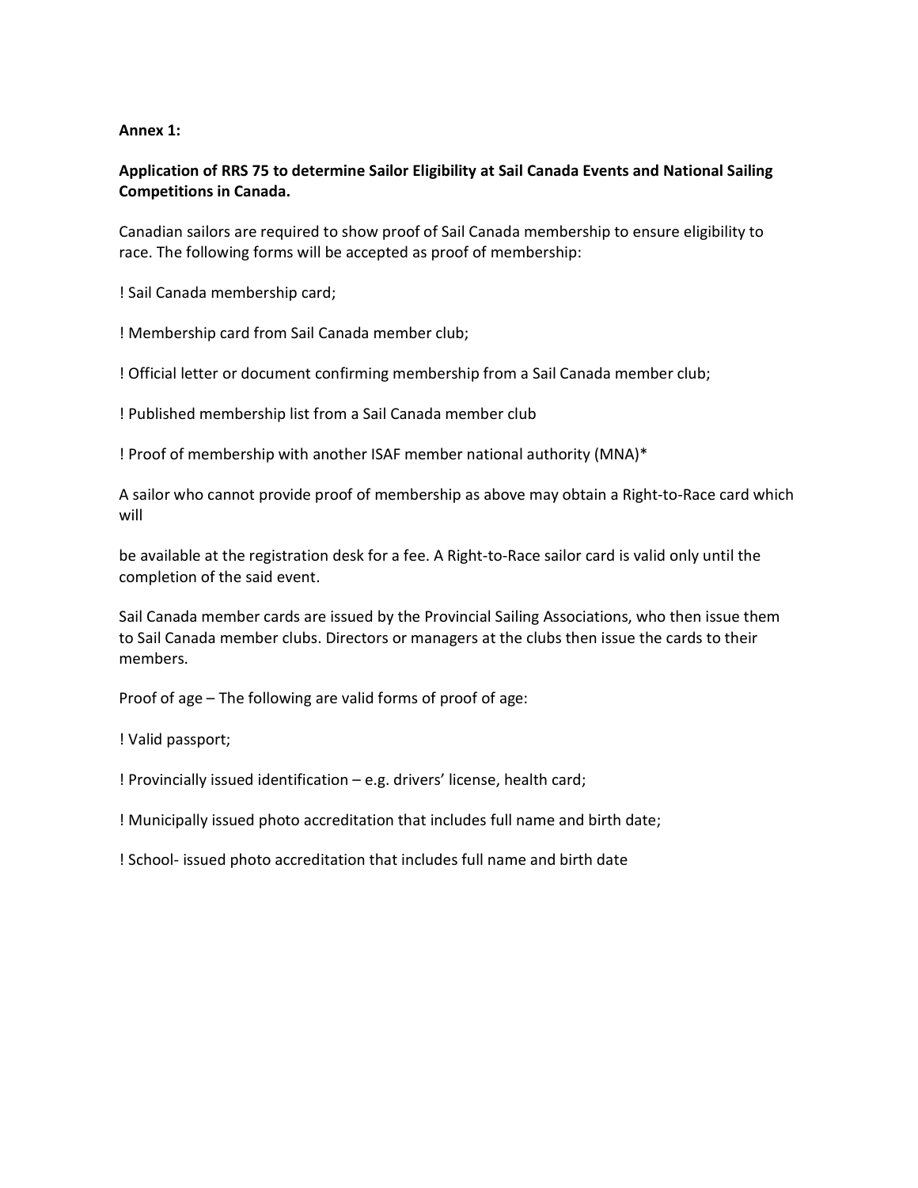**Annex 1:**

**Application of RRS 75 to determine Sailor Eligibility at Sail Canada Events and National Sailing Competitions in Canada.**

Canadian sailors are required to show proof of Sail Canada membership to ensure eligibility to race. The following forms will be accepted as proof of membership:

! Sail Canada membership card;

! Membership card from Sail Canada member club;

! Official letter or document confirming membership from a Sail Canada member club;

! Published membership list from a Sail Canada member club

! Proof of membership with another ISAF member national authority (MNA)*

A sailor who cannot provide proof of membership as above may obtain a Right-to-Race card which will

be available at the registration desk for a fee. A Right-to-Race sailor card is valid only until the completion of the said event.

Sail Canada member cards are issued by the Provincial Sailing Associations, who then issue them to Sail Canada member clubs. Directors or managers at the clubs then issue the cards to their members.

Proof of age – The following are valid forms of proof of age:

! Valid passport;

! Provincially issued identification – e.g. drivers' license, health card;

! Municipally issued photo accreditation that includes full name and birth date;

! School- issued photo accreditation that includes full name and birth date